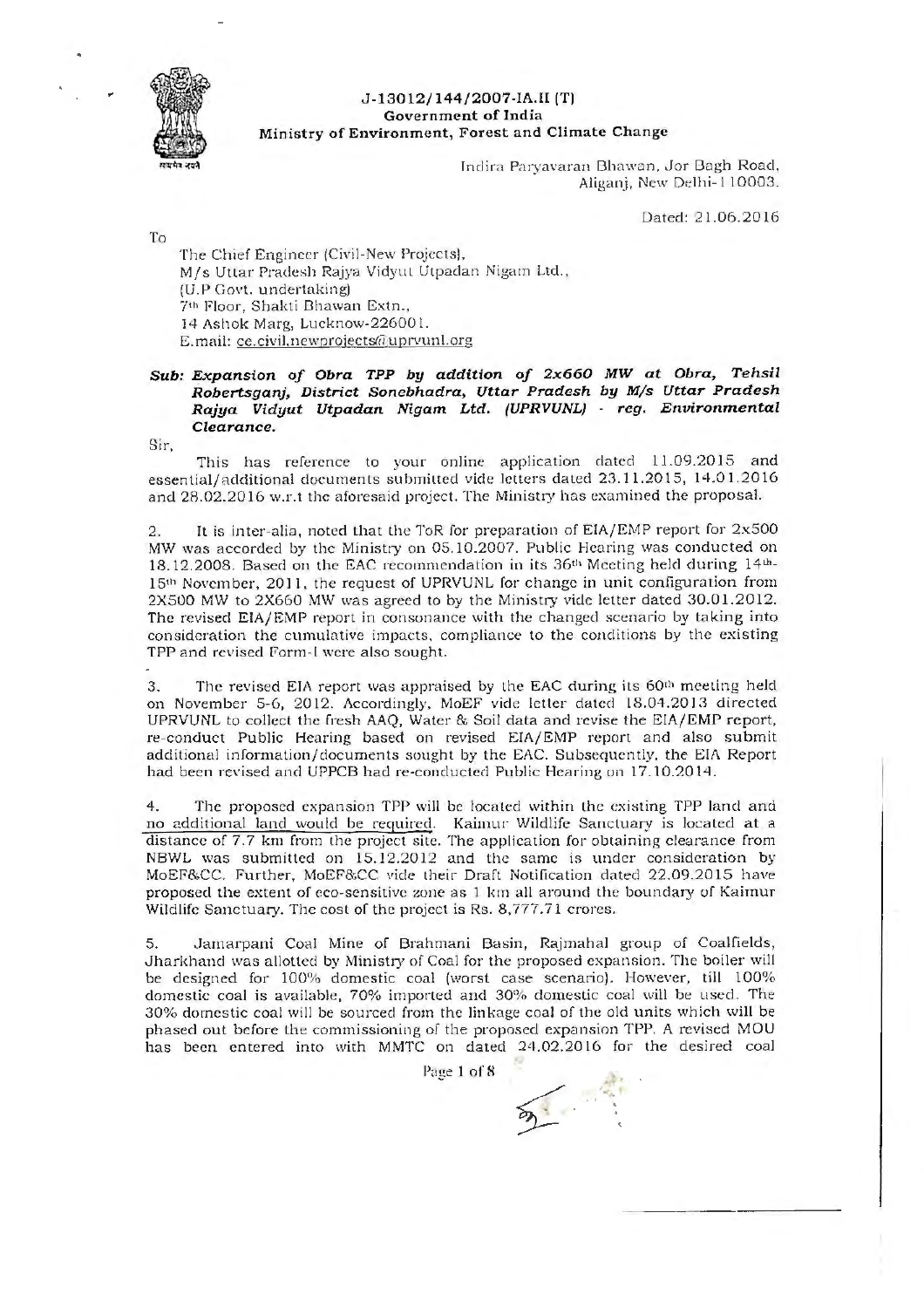J-13012/144/2007-IA.II (T)
Government of India
Ministry of Environment, Forest and Climate Change

Indira Paryavaran Bhawan, Jor Bagh Road,
Aliganj, New Delhi-110003.

Dated: 21.06.2016

To

The Chief Engineer (Civil-New Projects),
M/s Uttar Pradesh Rajya Vidyut Utpadan Nigam Ltd.,
(U.P Govt. undertaking)
7th Floor, Shakti Bhawan Extn.,
14 Ashok Marg, Lucknow-226001.
E.mail: ce.civil.newprojects@uprvunl.org

***Sub: Expansion of Obra TPP by addition of 2x660 MW at Obra, Tehsil Robertsganj, District Sonebhadra, Uttar Pradesh by M/s Uttar Pradesh Rajya Vidyut Utpadan Nigam Ltd. (UPRVUNL) - reg. Environmental Clearance.***

Sir,

This has reference to your online application dated 11.09.2015 and essential/additional documents submitted vide letters dated 23.11.2015, 14.01.2016 and 28.02.2016 w.r.t the aforesaid project. The Ministry has examined the proposal.

2. It is inter-alia, noted that the ToR for preparation of EIA/EMP report for 2x500 MW was accorded by the Ministry on 05.10.2007. Public Hearing was conducted on 18.12.2008. Based on the EAC recommendation in its 36th Meeting held during 14th-15th November, 2011, the request of UPRVUNL for change in unit configuration from 2X500 MW to 2X660 MW was agreed to by the Ministry vide letter dated 30.01.2012. The revised EIA/EMP report in consonance with the changed scenario by taking into consideration the cumulative impacts, compliance to the conditions by the existing TPP and revised Form-I were also sought.

3. The revised EIA report was appraised by the EAC during its 60th meeting held on November 5-6, 2012. Accordingly, MoEF vide letter dated 18.04.2013 directed UPRVUNL to collect the fresh AAQ, Water & Soil data and revise the EIA/EMP report, re-conduct Public Hearing based on revised EIA/EMP report and also submit additional information/documents sought by the EAC. Subsequently, the EIA Report had been revised and UPPCB had re-conducted Public Hearing on 17.10.2014.

4. The proposed expansion TPP will be located within the existing TPP land and no additional land would be required. Kaimur Wildlife Sanctuary is located at a distance of 7.7 km from the project site. The application for obtaining clearance from NBWL was submitted on 15.12.2012 and the same is under consideration by MoEF&CC. Further, MoEF&CC vide their Draft Notification dated 22.09.2015 have proposed the extent of eco-sensitive zone as 1 km all around the boundary of Kaimur Wildlife Sanctuary. The cost of the project is Rs. 8,777.71 crores.

5. Jamarpani Coal Mine of Brahmani Basin, Rajmahal group of Coalfields, Jharkhand was allotted by Ministry of Coal for the proposed expansion. The boiler will be designed for 100% domestic coal (worst case scenario). However, till 100% domestic coal is available, 70% imported and 30% domestic coal will be used. The 30% domestic coal will be sourced from the linkage coal of the old units which will be phased out before the commissioning of the proposed expansion TPP. A revised MOU has been entered into with MMTC on dated 24.02.2016 for the desired coal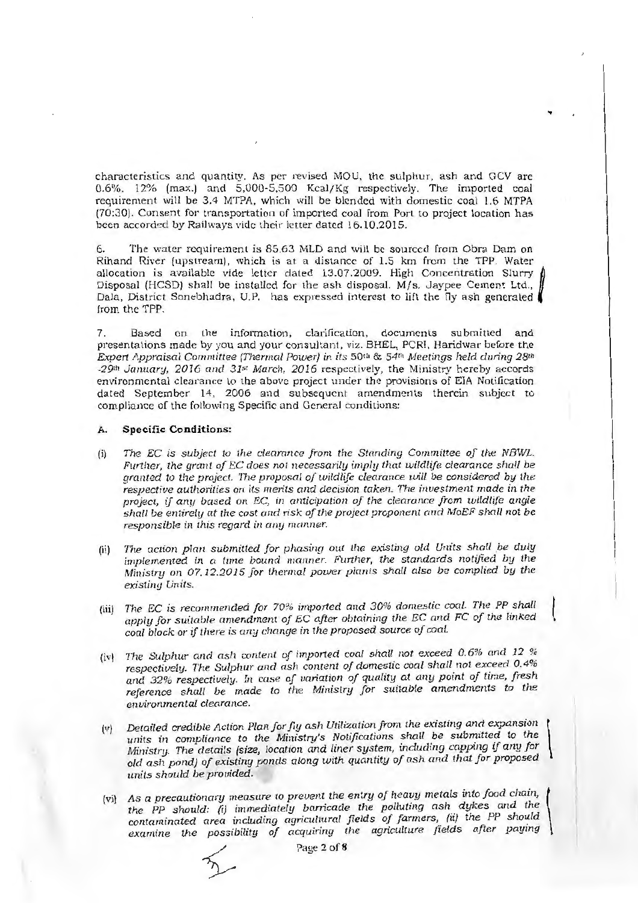characteristics and quantity. As per revised MOU, the sulphur, ash and GCV are 0.6%, 12% (max.) and 5,000-5,500 Kcal/Kg respectively. The imported coal requirement will be 3.4 MTPA, which will be blended with domestic coal 1.6 MTPA (70:30). Consent for transportation of imported coal from Port to project location has been accorded by Railways vide their letter dated 16.10.2015.

6. The water requirement is 85.63 MLD and will be sourced from Obra Dam on Rihand River (upstream), which is at a distance of 1.5 km from the TPP. Water allocation is available vide letter dated 13.07.2009. High Concentration Slurry Disposal (HCSD) shall be installed for the ash disposal. M/s. Jaypee Cement Ltd., Dala, District Sonebhadra, U.P. has expressed interest to lift the fly ash generated from the TPP.

7. Based on the information, clarification, documents submitted and presentations made by you and your consultant, viz. BHEL, PCRI, Haridwar before the *Expert Appraisal Committee (Thermal Power) in its 50th & 54th Meetings held during 28th -29th January, 2016 and 31st March, 2016* respectively, the Ministry hereby accords environmental clearance to the above project under the provisions of EIA Notification dated September 14, 2006 and subsequent amendments therein subject to compliance of the following Specific and General conditions:

**A. Specific Conditions:**

(i) *The EC is subject to the clearance from the Standing Committee of the NBWL. Further, the grant of EC does not necessarily imply that wildlife clearance shall be granted to the project. The proposal of wildlife clearance will be considered by the respective authorities on its merits and decision taken. The investment made in the project, if any based on EC, in anticipation of the clearance from wildlife angle shall be entirely at the cost and risk of the project proponent and MoEF shall not be responsible in this regard in any manner.*

(ii) *The action plan submitted for phasing out the existing old Units shall be duly implemented in a time bound manner. Further, the standards notified by the Ministry on 07.12.2015 for thermal power plants shall also be complied by the existing Units.*

(iii) *The EC is recommended for 70% imported and 30% domestic coal. The PP shall apply for suitable amendment of EC after obtaining the EC and FC of the linked coal block or if there is any change in the proposed source of coal.*

(iv) *The Sulphur and ash content of imported coal shall not exceed 0.6% and 12 % respectively. The Sulphur and ash content of domestic coal shall not exceed 0.4% and 32% respectively. In case of variation of quality at any point of time, fresh reference shall be made to the Ministry for suitable amendments to the environmental clearance.*

(v) *Detailed credible Action Plan for fly ash Utilization from the existing and expansion units in compliance to the Ministry's Notifications shall be submitted to the Ministry. The details (size, location and liner system, including capping if any for old ash pond) of existing ponds along with quantity of ash and that for proposed units should be provided.*

(vi) *As a precautionary measure to prevent the entry of heavy metals into food chain, the PP should: (i) immediately barricade the polluting ash dykes and the contaminated area including agricultural fields of farmers, (ii) the PP should examine the possibility of acquiring the agriculture fields after paying*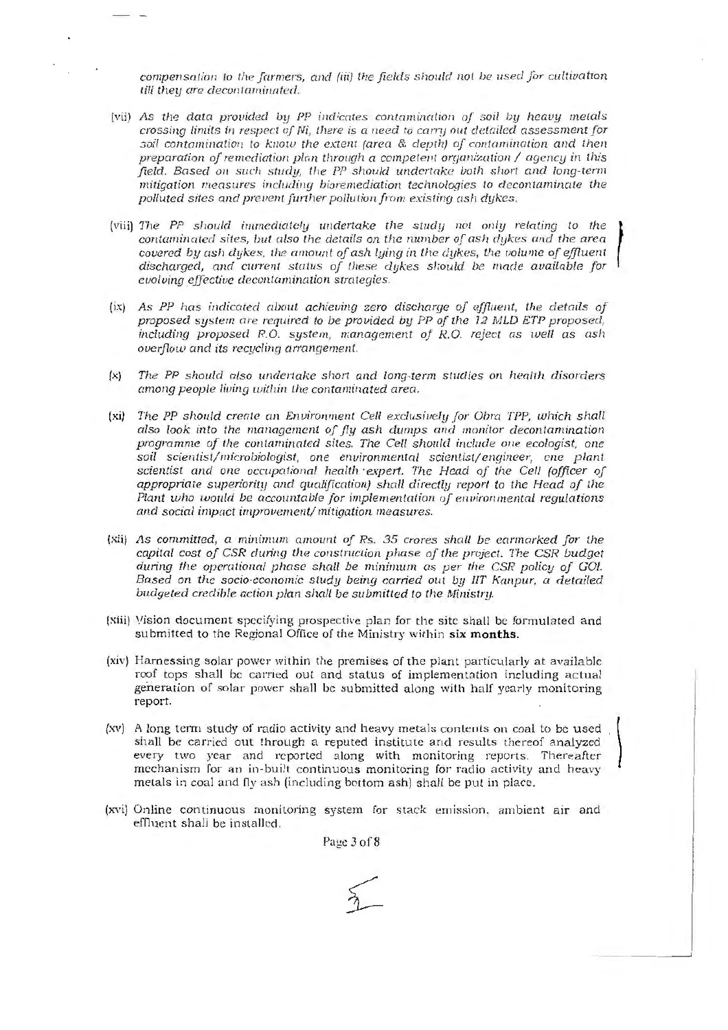*compensation to the farmers, and (iii) the fields should not be used for cultivation till they are decontaminated.*

(vii) *As the data provided by PP indicates contamination of soil by heavy metals crossing limits in respect of Ni, there is a need to carry out detailed assessment for soil contamination to know the extent (area & depth) of contamination and then preparation of remediation plan through a competent organization / agency in this field. Based on such study, the PP should undertake both short and long-term mitigation measures including bioremediation technologies to decontaminate the polluted sites and prevent further pollution from existing ash dykes.*

(viii) *The PP should immediately undertake the study not only relating to the contaminated sites, but also the details on the number of ash dykes and the area covered by ash dykes, the amount of ash lying in the dykes, the volume of effluent discharged, and current status of these dykes should be made available for evolving effective decontamination strategies.*

(ix) *As PP has indicated about achieving zero discharge of effluent, the details of proposed system are required to be provided by PP of the 12 MLD ETP proposed, including proposed R.O. system, management of R.O. reject as well as ash overflow and its recycling arrangement.*

(x) *The PP should also undertake short and long-term studies on health disorders among people living within the contaminated area.*

(xi) *The PP should create an Environment Cell exclusively for Obra TPP, which shall also look into the management of fly ash dumps and monitor decontamination programme of the contaminated sites. The Cell should include one ecologist, one soil scientist/microbiologist, one environmental scientist/engineer, one plant scientist and one occupational health expert. The Head of the Cell (officer of appropriate superiority and qualification) shall directly report to the Head of the Plant who would be accountable for implementation of environmental regulations and social impact improvement/ mitigation measures.*

(xii) *As committed, a minimum amount of Rs. 35 crores shall be earmarked for the capital cost of CSR during the construction phase of the project. The CSR budget during the operational phase shall be minimum as per the CSR policy of GOI. Based on the socio-economic study being carried out by IIT Kanpur, a detailed budgeted credible action plan shall be submitted to the Ministry.*

(xiii) Vision document specifying prospective plan for the site shall be formulated and submitted to the Regional Office of the Ministry within **six months.**

(xiv) Harnessing solar power within the premises of the plant particularly at available roof tops shall be carried out and status of implementation including actual generation of solar power shall be submitted along with half yearly monitoring report.

(xv) A long term study of radio activity and heavy metals contents on coal to be used shall be carried out through a reputed institute and results thereof analyzed every two year and reported along with monitoring reports. Thereafter mechanism for an in-built continuous monitoring for radio activity and heavy metals in coal and fly ash (including bottom ash) shall be put in place.

(xvi) Online continuous monitoring system for stack emission, ambient air and effluent shall be installed.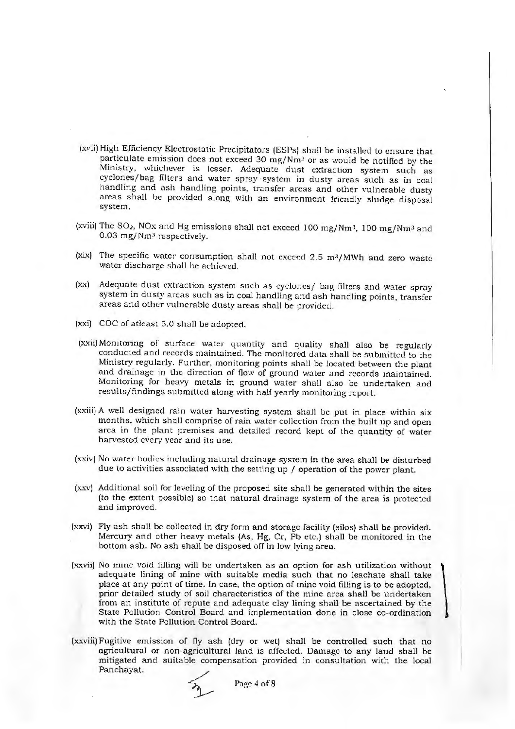(xvii) High Efficiency Electrostatic Precipitators (ESPs) shall be installed to ensure that particulate emission does not exceed 30 $mg/Nm^3$ or as would be notified by the Ministry, whichever is lesser. Adequate dust extraction system such as cyclones/bag filters and water spray system in dusty areas such as in coal handling and ash handling points, transfer areas and other vulnerable dusty areas shall be provided along with an environment friendly sludge disposal system.

(xviii) The $SO_2$, NOx and Hg emissions shall not exceed 100 $mg/Nm^3$, 100 $mg/Nm^3$ and 0.03 $mg/Nm^3$ respectively.

(xix) The specific water consumption shall not exceed 2.5 $m^3/MWh$ and zero waste water discharge shall be achieved.

(xx) Adequate dust extraction system such as cyclones/ bag filters and water spray system in dusty areas such as in coal handling and ash handling points, transfer areas and other vulnerable dusty areas shall be provided.

(xxi) COC of atleast 5.0 shall be adopted.

(xxii) Monitoring of surface water quantity and quality shall also be regularly conducted and records maintained. The monitored data shall be submitted to the Ministry regularly. Further, monitoring points shall be located between the plant and drainage in the direction of flow of ground water and records maintained. Monitoring for heavy metals in ground water shall also be undertaken and results/findings submitted along with half yearly monitoring report.

(xxiii) A well designed rain water harvesting system shall be put in place within six months, which shall comprise of rain water collection from the built up and open area in the plant premises and detailed record kept of the quantity of water harvested every year and its use.

(xxiv) No water bodies including natural drainage system in the area shall be disturbed due to activities associated with the setting up / operation of the power plant.

(xxv) Additional soil for leveling of the proposed site shall be generated within the sites (to the extent possible) so that natural drainage system of the area is protected and improved.

(xxvi) Fly ash shall be collected in dry form and storage facility (silos) shall be provided. Mercury and other heavy metals (As, Hg, Cr, Pb etc.) shall be monitored in the bottom ash. No ash shall be disposed off in low lying area.

(xxvii) No mine void filling will be undertaken as an option for ash utilization without adequate lining of mine with suitable media such that no leachate shall take place at any point of time. In case, the option of mine void filling is to be adopted, prior detailed study of soil characteristics of the mine area shall be undertaken from an institute of repute and adequate clay lining shall be ascertained by the State Pollution Control Board and implementation done in close co-ordination with the State Pollution Control Board.

(xxviii) Fugitive emission of fly ash (dry or wet) shall be controlled such that no agricultural or non-agricultural land is affected. Damage to any land shall be mitigated and suitable compensation provided in consultation with the local Panchayat.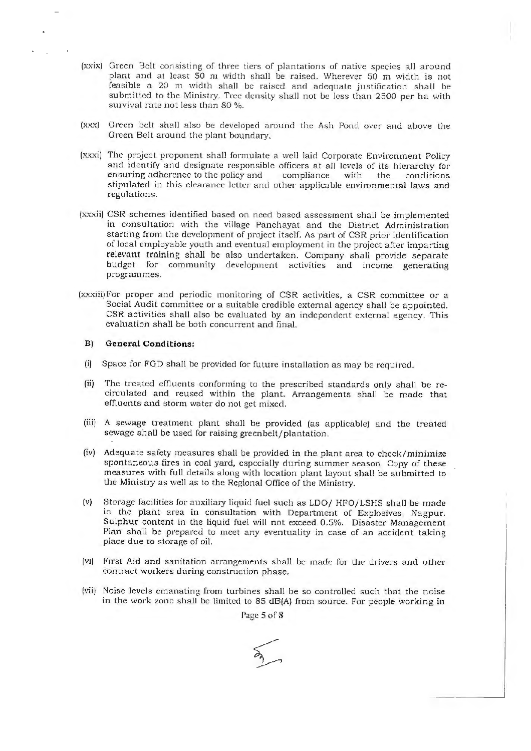(xxix) Green Belt consisting of three tiers of plantations of native species all around plant and at least 50 m width shall be raised. Wherever 50 m width is not feasible a 20 m width shall be raised and adequate justification shall be submitted to the Ministry. Tree density shall not be less than 2500 per ha with survival rate not less than 80 %.

(xxx) Green belt shall also be developed around the Ash Pond over and above the Green Belt around the plant boundary.

(xxxi) The project proponent shall formulate a well laid Corporate Environment Policy and identify and designate responsible officers at all levels of its hierarchy for ensuring adherence to the policy and compliance with the conditions stipulated in this clearance letter and other applicable environmental laws and regulations.

(xxxii) CSR schemes identified based on need based assessment shall be implemented in consultation with the village Panchayat and the District Administration starting from the development of project itself. As part of CSR prior identification of local employable youth and eventual employment in the project after imparting relevant training shall be also undertaken. Company shall provide separate budget for community development activities and income generating programmes.

(xxxiii) For proper and periodic monitoring of CSR activities, a CSR committee or a Social Audit committee or a suitable credible external agency shall be appointed. CSR activities shall also be evaluated by an independent external agency. This evaluation shall be both concurrent and final.

**B) General Conditions:**

(i) Space for FGD shall be provided for future installation as may be required.

(ii) The treated effluents conforming to the prescribed standards only shall be re-circulated and reused within the plant. Arrangements shall be made that effluents and storm water do not get mixed.

(iii) A sewage treatment plant shall be provided (as applicable) and the treated sewage shall be used for raising greenbelt/plantation.

(iv) Adequate safety measures shall be provided in the plant area to check/minimize spontaneous fires in coal yard, especially during summer season. Copy of these measures with full details along with location plant layout shall be submitted to the Ministry as well as to the Regional Office of the Ministry.

(v) Storage facilities for auxiliary liquid fuel such as LDO/ HFO/LSHS shall be made in the plant area in consultation with Department of Explosives, Nagpur. Sulphur content in the liquid fuel will not exceed 0.5%. Disaster Management Plan shall be prepared to meet any eventuality in case of an accident taking place due to storage of oil.

(vi) First Aid and sanitation arrangements shall be made for the drivers and other contract workers during construction phase.

(vii) Noise levels emanating from turbines shall be so controlled such that the noise in the work zone shall be limited to 85 dB(A) from source. For people working in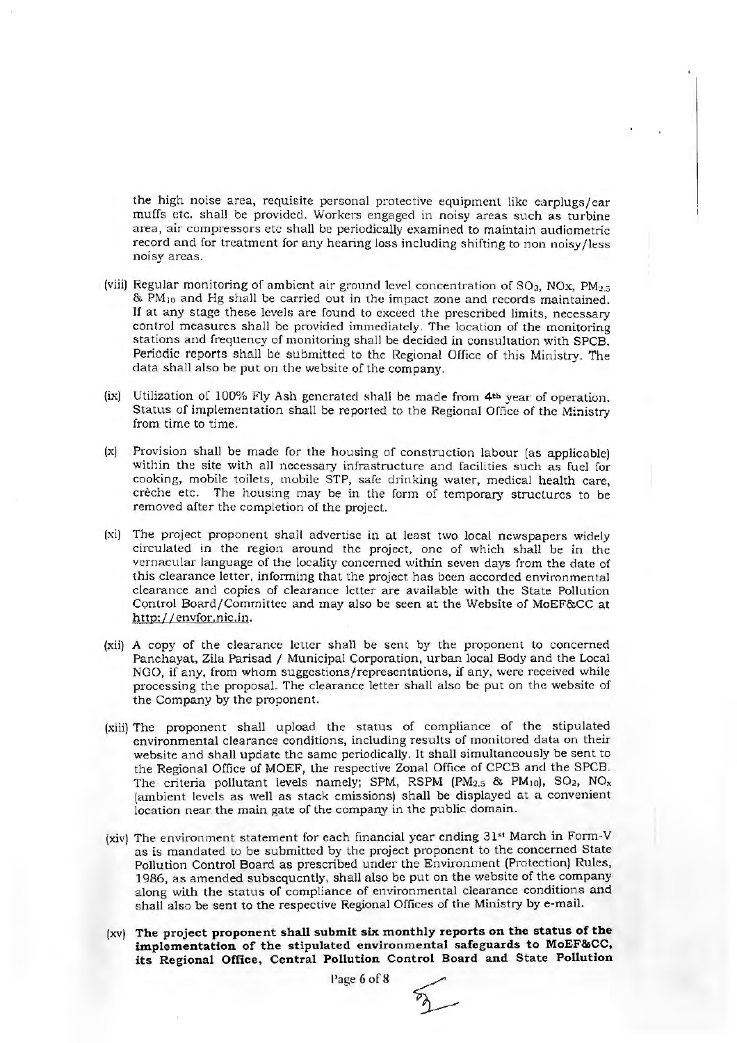the high noise area, requisite personal protective equipment like earplugs/ear muffs etc. shall be provided. Workers engaged in noisy areas such as turbine area, air compressors etc shall be periodically examined to maintain audiometric record and for treatment for any hearing loss including shifting to non noisy/less noisy areas.

(viii) Regular monitoring of ambient air ground level concentration of $SO_2$, NOx, $PM_{2.5}$ & $PM_{10}$ and Hg shall be carried out in the impact zone and records maintained. If at any stage these levels are found to exceed the prescribed limits, necessary control measures shall be provided immediately. The location of the monitoring stations and frequency of monitoring shall be decided in consultation with SPCB. Periodic reports shall be submitted to the Regional Office of this Ministry. The data shall also be put on the website of the company.

(ix) Utilization of 100% Fly Ash generated shall be made from **4th** year of operation. Status of implementation shall be reported to the Regional Office of the Ministry from time to time.

(x) Provision shall be made for the housing of construction labour (as applicable) within the site with all necessary infrastructure and facilities such as fuel for cooking, mobile toilets, mobile STP, safe drinking water, medical health care, crèche etc. The housing may be in the form of temporary structures to be removed after the completion of the project.

(xi) The project proponent shall advertise in at least two local newspapers widely circulated in the region around the project, one of which shall be in the vernacular language of the locality concerned within seven days from the date of this clearance letter, informing that the project has been accorded environmental clearance and copies of clearance letter are available with the State Pollution Control Board/Committee and may also be seen at the Website of MoEF&CC at http://envfor.nic.in.

(xii) A copy of the clearance letter shall be sent by the proponent to concerned Panchayat, Zila Parisad / Municipal Corporation, urban local Body and the Local NGO, if any, from whom suggestions/representations, if any, were received while processing the proposal. The clearance letter shall also be put on the website of the Company by the proponent.

(xiii) The proponent shall upload the status of compliance of the stipulated environmental clearance conditions, including results of monitored data on their website and shall update the same periodically. It shall simultaneously be sent to the Regional Office of MOEF, the respective Zonal Office of CPCB and the SPCB. The criteria pollutant levels namely; SPM, RSPM ($PM_{2.5}$ & $PM_{10}$), $SO_2$, $NO_x$ (ambient levels as well as stack emissions) shall be displayed at a convenient location near the main gate of the company in the public domain.

(xiv) The environment statement for each financial year ending 31st March in Form-V as is mandated to be submitted by the project proponent to the concerned State Pollution Control Board as prescribed under the Environment (Protection) Rules, 1986, as amended subsequently, shall also be put on the website of the company along with the status of compliance of environmental clearance conditions and shall also be sent to the respective Regional Offices of the Ministry by e-mail.

(xv) **The project proponent shall submit six monthly reports on the status of the implementation of the stipulated environmental safeguards to MoEF&CC, its Regional Office, Central Pollution Control Board and State Pollution**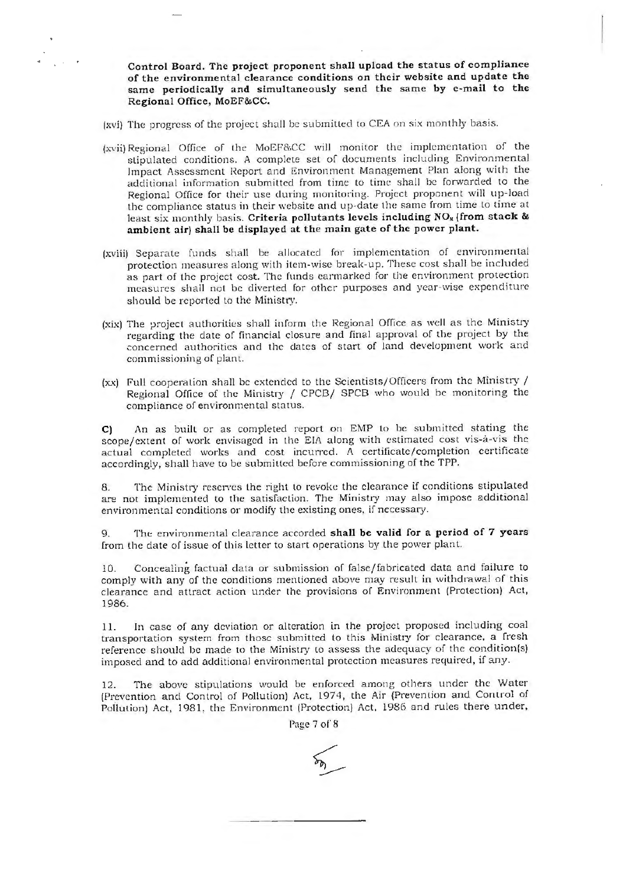**Control Board. The project proponent shall upload the status of compliance of the environmental clearance conditions on their website and update the same periodically and simultaneously send the same by e-mail to the Regional Office, MoEF&CC.**

(xvi) The progress of the project shall be submitted to CEA on six monthly basis.

(xvii) Regional Office of the MoEF&CC will monitor the implementation of the stipulated conditions. A complete set of documents including Environmental Impact Assessment Report and Environment Management Plan along with the additional information submitted from time to time shall be forwarded to the Regional Office for their use during monitoring. Project proponent will up-load the compliance status in their website and up-date the same from time to time at least six monthly basis. **Criteria pollutants levels including $NO_x$ (from stack & ambient air) shall be displayed at the main gate of the power plant.**

(xviii) Separate funds shall be allocated for implementation of environmental protection measures along with item-wise break-up. These cost shall be included as part of the project cost. The funds earmarked for the environment protection measures shall not be diverted for other purposes and year-wise expenditure should be reported to the Ministry.

(xix) The project authorities shall inform the Regional Office as well as the Ministry regarding the date of financial closure and final approval of the project by the concerned authorities and the dates of start of land development work and commissioning of plant.

(xx) Full cooperation shall be extended to the Scientists/Officers from the Ministry / Regional Office of the Ministry / CPCB/ SPCB who would be monitoring the compliance of environmental status.

**C)** An as built or as completed report on EMP to be submitted stating the scope/extent of work envisaged in the EIA along with estimated cost vis-à-vis the actual completed works and cost incurred. A certificate/completion certificate accordingly, shall have to be submitted before commissioning of the TPP.

8. The Ministry reserves the right to revoke the clearance if conditions stipulated are not implemented to the satisfaction. The Ministry may also impose additional environmental conditions or modify the existing ones, if necessary.

9. The environmental clearance accorded **shall be valid for a period of 7 years** from the date of issue of this letter to start operations by the power plant.

10. Concealing factual data or submission of false/fabricated data and failure to comply with any of the conditions mentioned above may result in withdrawal of this clearance and attract action under the provisions of Environment (Protection) Act, 1986.

11. In case of any deviation or alteration in the project proposed including coal transportation system from those submitted to this Ministry for clearance, a fresh reference should be made to the Ministry to assess the adequacy of the condition(s) imposed and to add additional environmental protection measures required, if any.

12. The above stipulations would be enforced among others under the Water (Prevention and Control of Pollution) Act, 1974, the Air (Prevention and Control of Pollution) Act, 1981, the Environment (Protection) Act, 1986 and rules there under,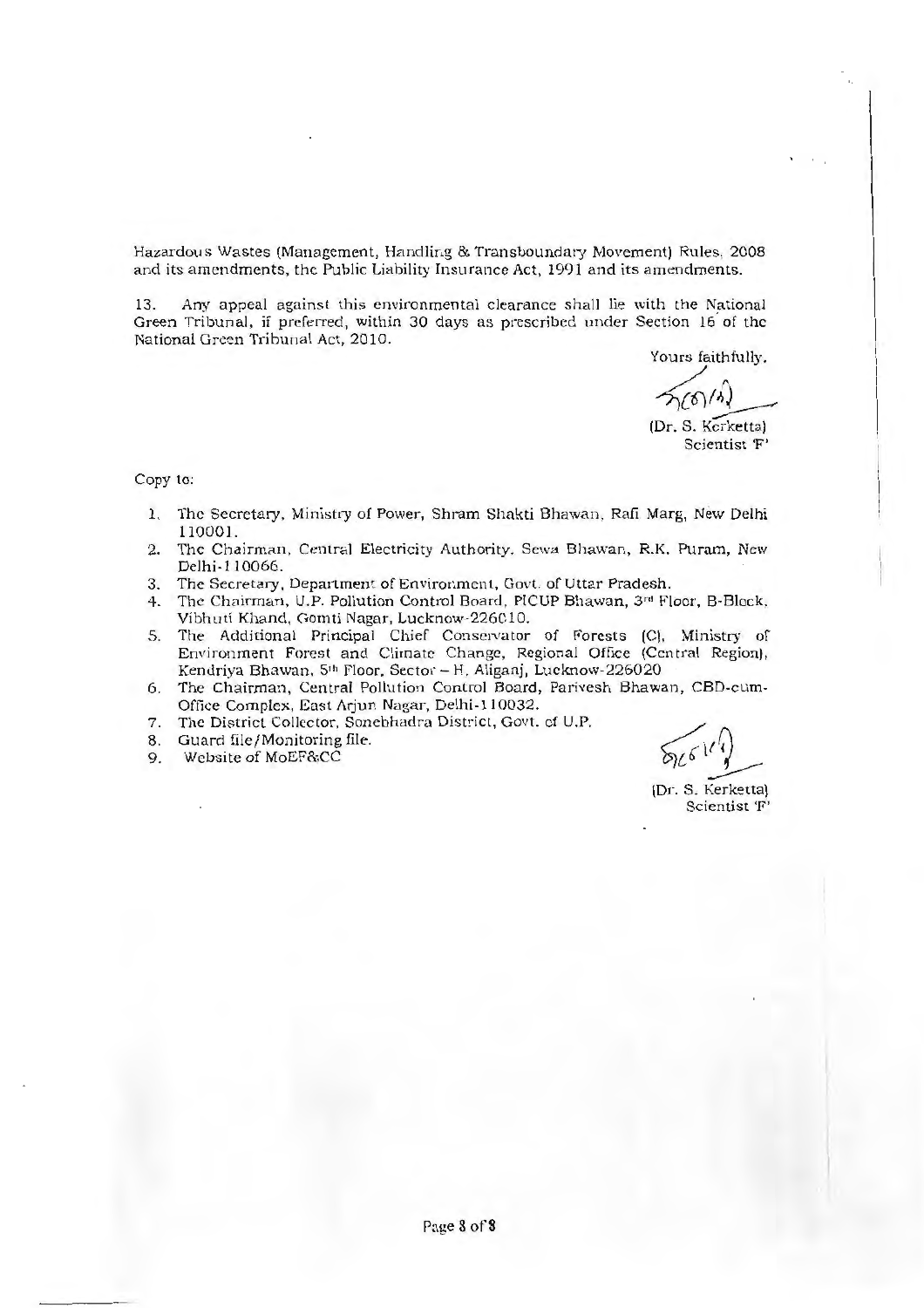Hazardous Wastes (Management, Handling & Transboundary Movement) Rules, 2008 and its amendments, the Public Liability Insurance Act, 1991 and its amendments.

13. Any appeal against this environmental clearance shall lie with the National Green Tribunal, if preferred, within 30 days as prescribed under Section 16 of the National Green Tribunal Act, 2010.

Yours faithfully,

(Dr. S. Kerketta)
Scientist 'F'

Copy to:

1. The Secretary, Ministry of Power, Shram Shakti Bhawan, Rafi Marg, New Delhi 110001.
2. The Chairman, Central Electricity Authority, Sewa Bhawan, R.K. Puram, New Delhi-110066.
3. The Secretary, Department of Environment, Govt. of Uttar Pradesh.
4. The Chairman, U.P. Pollution Control Board, PICUP Bhawan, 3rd Floor, B-Block, Vibhuti Khand, Gomti Nagar, Lucknow-226010.
5. The Additional Principal Chief Conservator of Forests (C), Ministry of Environment Forest and Climate Change, Regional Office (Central Region), Kendriya Bhawan, 5th Floor, Sector – H, Aliganj, Lucknow-226020
6. The Chairman, Central Pollution Control Board, Parivesh Bhawan, CBD-cum-Office Complex, East Arjun Nagar, Delhi-110032.
7. The District Collector, Sonebhadra District, Govt. of U.P.
8. Guard file/Monitoring file.
9. Website of MoEF&CC

(Dr. S. Kerketta)
Scientist 'F'